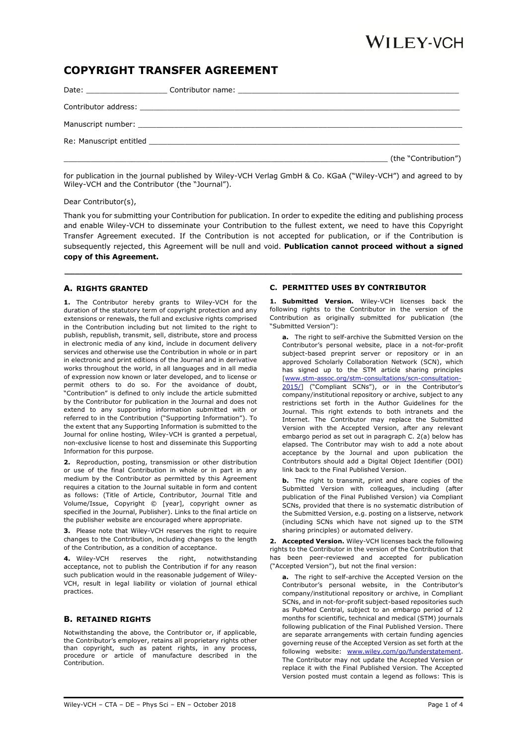WILEY-VCH

# COPYRIGHT TRANSFER AGREEMENT

Date: __________________ Contributor name: ________________________________________________

Contributor address: ________________________________________________________________________

Manuscript number: _________________________________________________________________________

Re: Manuscript entitled ____________________________________________________________________

_______________________________________________________________________ (the "Contribution")

for publication in the journal published by Wiley-VCH Verlag GmbH & Co. KGaA ("Wiley-VCH") and agreed to by Wiley-VCH and the Contributor (the "Journal").

Dear Contributor(s),

Thank you for submitting your Contribution for publication. In order to expedite the editing and publishing process and enable Wiley-VCH to disseminate your Contribution to the fullest extent, we need to have this Copyright Transfer Agreement executed. If the Contribution is not accepted for publication, or if the Contribution is subsequently rejected, this Agreement will be null and void. **Publication cannot proceed without a signed copy of this Agreement.**

---

## A. RIGHTS GRANTED

**1.** The Contributor hereby grants to Wiley-VCH for the duration of the statutory term of copyright protection and any extensions or renewals, the full and exclusive rights comprised in the Contribution including but not limited to the right to publish, republish, transmit, sell, distribute, store and process in electronic media of any kind, include in document delivery services and otherwise use the Contribution in whole or in part in electronic and print editions of the Journal and in derivative works throughout the world, in all languages and in all media of expression now known or later developed, and to license or permit others to do so. For the avoidance of doubt, "Contribution" is defined to only include the article submitted by the Contributor for publication in the Journal and does not extend to any supporting information submitted with or referred to in the Contribution ("Supporting Information"). To the extent that any Supporting Information is submitted to the Journal for online hosting, Wiley-VCH is granted a perpetual, non-exclusive license to host and disseminate this Supporting Information for this purpose.

**2.** Reproduction, posting, transmission or other distribution or use of the final Contribution in whole or in part in any medium by the Contributor as permitted by this Agreement requires a citation to the Journal suitable in form and content as follows: (Title of Article, Contributor, Journal Title and Volume/Issue, Copyright © [year], copyright owner as specified in the Journal, Publisher). Links to the final article on the publisher website are encouraged where appropriate.

**3.** Please note that Wiley-VCH reserves the right to require changes to the Contribution, including changes to the length of the Contribution, as a condition of acceptance.

**4.** Wiley-VCH reserves the right, notwithstanding acceptance, not to publish the Contribution if for any reason such publication would in the reasonable judgement of Wiley-VCH, result in legal liability or violation of journal ethical practices.

## B. RETAINED RIGHTS

Notwithstanding the above, the Contributor or, if applicable, the Contributor's employer, retains all proprietary rights other than copyright, such as patent rights, in any process, procedure or article of manufacture described in the Contribution.

## C. PERMITTED USES BY CONTRIBUTOR

**1. Submitted Version.** Wiley-VCH licenses back the following rights to the Contributor in the version of the Contribution as originally submitted for publication (the "Submitted Version"):

**a.** The right to self-archive the Submitted Version on the Contributor's personal website, place in a not-for-profit subject-based preprint server or repository or in an approved Scholarly Collaboration Network (SCN), which has signed up to the STM article sharing principles [www.stm-assoc.org/stm-consultations/scn-consultation-2015/] ("Compliant SCNs"), or in the Contributor's company/institutional repository or archive, subject to any restrictions set forth in the Author Guidelines for the Journal. This right extends to both intranets and the Internet. The Contributor may replace the Submitted Version with the Accepted Version, after any relevant embargo period as set out in paragraph C. 2(a) below has elapsed. The Contributor may wish to add a note about acceptance by the Journal and upon publication the Contributors should add a Digital Object Identifier (DOI) link back to the Final Published Version.

**b.** The right to transmit, print and share copies of the Submitted Version with colleagues, including (after publication of the Final Published Version) via Compliant SCNs, provided that there is no systematic distribution of the Submitted Version, e.g. posting on a listserve, network (including SCNs which have not signed up to the STM sharing principles) or automated delivery.

**2. Accepted Version.** Wiley-VCH licenses back the following rights to the Contributor in the version of the Contribution that has been peer-reviewed and accepted for publication ("Accepted Version"), but not the final version:

**a.** The right to self-archive the Accepted Version on the Contributor's personal website, in the Contributor's company/institutional repository or archive, in Compliant SCNs, and in not-for-profit subject-based repositories such as PubMed Central, subject to an embargo period of 12 months for scientific, technical and medical (STM) journals following publication of the Final Published Version. There are separate arrangements with certain funding agencies governing reuse of the Accepted Version as set forth at the following website: www.wiley.com/go/funderstatement. The Contributor may not update the Accepted Version or replace it with the Final Published Version. The Accepted Version posted must contain a legend as follows: This is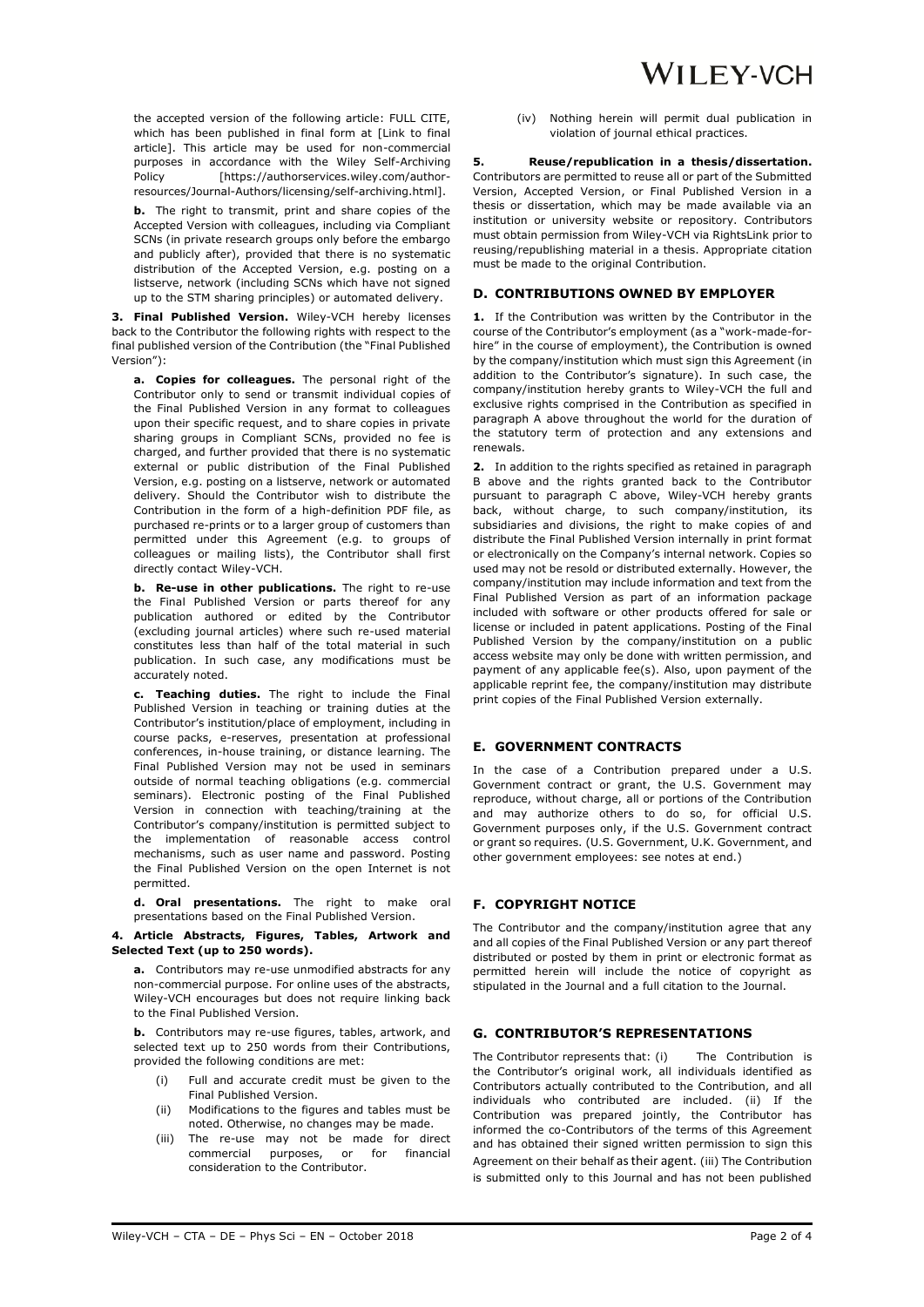the accepted version of the following article: FULL CITE, which has been published in final form at [Link to final article]. This article may be used for non-commercial purposes in accordance with the Wiley Self-Archiving Policy [https://authorservices.wiley.com/author-resources/Journal-Authors/licensing/self-archiving.html].

**b.** The right to transmit, print and share copies of the Accepted Version with colleagues, including via Compliant SCNs (in private research groups only before the embargo and publicly after), provided that there is no systematic distribution of the Accepted Version, e.g. posting on a listserve, network (including SCNs which have not signed up to the STM sharing principles) or automated delivery.

**3. Final Published Version.** Wiley-VCH hereby licenses back to the Contributor the following rights with respect to the final published version of the Contribution (the "Final Published Version"):

**a. Copies for colleagues.** The personal right of the Contributor only to send or transmit individual copies of the Final Published Version in any format to colleagues upon their specific request, and to share copies in private sharing groups in Compliant SCNs, provided no fee is charged, and further provided that there is no systematic external or public distribution of the Final Published Version, e.g. posting on a listserve, network or automated delivery. Should the Contributor wish to distribute the Contribution in the form of a high-definition PDF file, as purchased re-prints or to a larger group of customers than permitted under this Agreement (e.g. to groups of colleagues or mailing lists), the Contributor shall first directly contact Wiley-VCH.

**b. Re-use in other publications.** The right to re-use the Final Published Version or parts thereof for any publication authored or edited by the Contributor (excluding journal articles) where such re-used material constitutes less than half of the total material in such publication. In such case, any modifications must be accurately noted.

**c. Teaching duties.** The right to include the Final Published Version in teaching or training duties at the Contributor's institution/place of employment, including in course packs, e-reserves, presentation at professional conferences, in-house training, or distance learning. The Final Published Version may not be used in seminars outside of normal teaching obligations (e.g. commercial seminars). Electronic posting of the Final Published Version in connection with teaching/training at the Contributor's company/institution is permitted subject to the implementation of reasonable access control mechanisms, such as user name and password. Posting the Final Published Version on the open Internet is not permitted.

**d. Oral presentations.** The right to make oral presentations based on the Final Published Version.

**4. Article Abstracts, Figures, Tables, Artwork and Selected Text (up to 250 words).**

**a.** Contributors may re-use unmodified abstracts for any non-commercial purpose. For online uses of the abstracts, Wiley-VCH encourages but does not require linking back to the Final Published Version.

**b.** Contributors may re-use figures, tables, artwork, and selected text up to 250 words from their Contributions, provided the following conditions are met:

(i) Full and accurate credit must be given to the Final Published Version.

(ii) Modifications to the figures and tables must be noted. Otherwise, no changes may be made.

(iii) The re-use may not be made for direct commercial purposes, or for financial consideration to the Contributor.

(iv) Nothing herein will permit dual publication in violation of journal ethical practices.

**5. Reuse/republication in a thesis/dissertation.** Contributors are permitted to reuse all or part of the Submitted Version, Accepted Version, or Final Published Version in a thesis or dissertation, which may be made available via an institution or university website or repository. Contributors must obtain permission from Wiley-VCH via RightsLink prior to reusing/republishing material in a thesis. Appropriate citation must be made to the original Contribution.

## D. CONTRIBUTIONS OWNED BY EMPLOYER

**1.** If the Contribution was written by the Contributor in the course of the Contributor's employment (as a "work-made-for-hire" in the course of employment), the Contribution is owned by the company/institution which must sign this Agreement (in addition to the Contributor's signature). In such case, the company/institution hereby grants to Wiley-VCH the full and exclusive rights comprised in the Contribution as specified in paragraph A above throughout the world for the duration of the statutory term of protection and any extensions and renewals.

**2.** In addition to the rights specified as retained in paragraph B above and the rights granted back to the Contributor pursuant to paragraph C above, Wiley-VCH hereby grants back, without charge, to such company/institution, its subsidiaries and divisions, the right to make copies of and distribute the Final Published Version internally in print format or electronically on the Company's internal network. Copies so used may not be resold or distributed externally. However, the company/institution may include information and text from the Final Published Version as part of an information package included with software or other products offered for sale or license or included in patent applications. Posting of the Final Published Version by the company/institution on a public access website may only be done with written permission, and payment of any applicable fee(s). Also, upon payment of the applicable reprint fee, the company/institution may distribute print copies of the Final Published Version externally.

## E. GOVERNMENT CONTRACTS

In the case of a Contribution prepared under a U.S. Government contract or grant, the U.S. Government may reproduce, without charge, all or portions of the Contribution and may authorize others to do so, for official U.S. Government purposes only, if the U.S. Government contract or grant so requires. (U.S. Government, U.K. Government, and other government employees: see notes at end.)

## F. COPYRIGHT NOTICE

The Contributor and the company/institution agree that any and all copies of the Final Published Version or any part thereof distributed or posted by them in print or electronic format as permitted herein will include the notice of copyright as stipulated in the Journal and a full citation to the Journal.

## G. CONTRIBUTOR'S REPRESENTATIONS

The Contributor represents that: (i) The Contribution is the Contributor's original work, all individuals identified as Contributors actually contributed to the Contribution, and all individuals who contributed are included. (ii) If the Contribution was prepared jointly, the Contributor has informed the co-Contributors of the terms of this Agreement and has obtained their signed written permission to sign this Agreement on their behalf as their agent. (iii) The Contribution is submitted only to this Journal and has not been published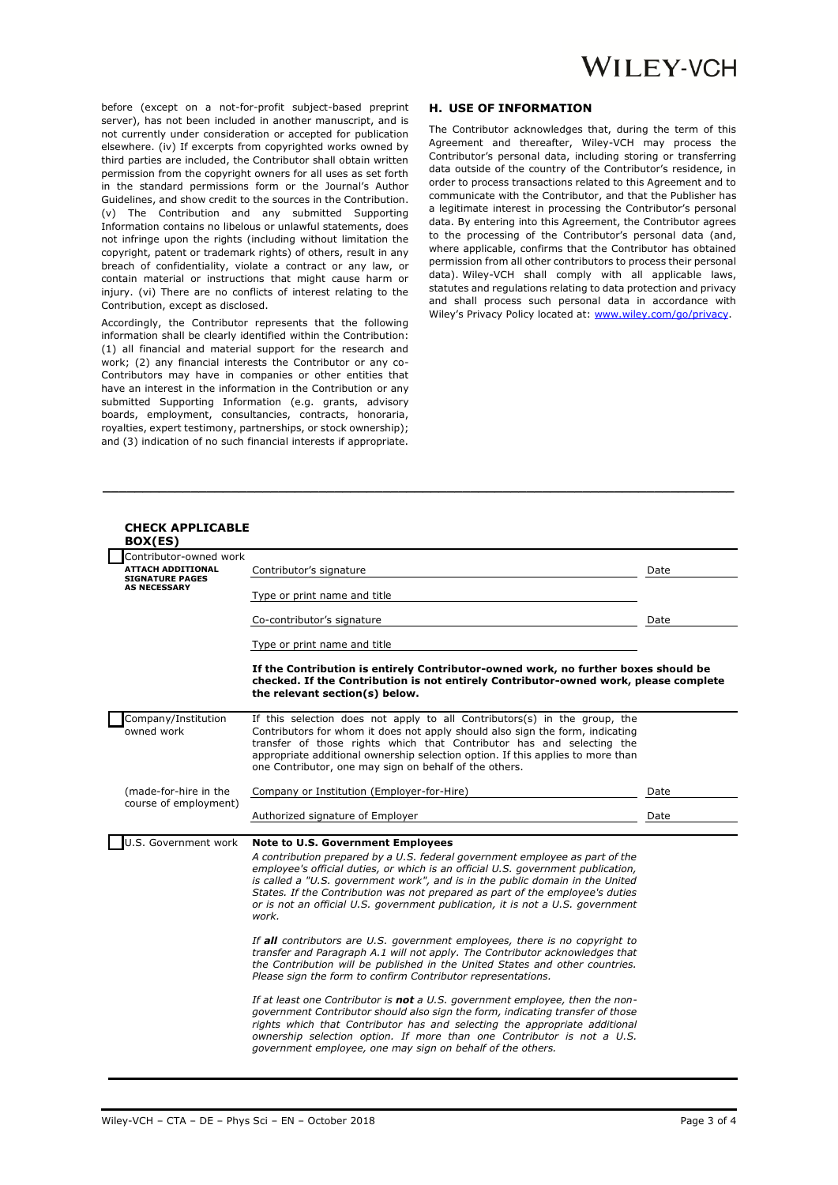before (except on a not-for-profit subject-based preprint server), has not been included in another manuscript, and is not currently under consideration or accepted for publication elsewhere. (iv) If excerpts from copyrighted works owned by third parties are included, the Contributor shall obtain written permission from the copyright owners for all uses as set forth in the standard permissions form or the Journal's Author Guidelines, and show credit to the sources in the Contribution. (v) The Contribution and any submitted Supporting Information contains no libelous or unlawful statements, does not infringe upon the rights (including without limitation the copyright, patent or trademark rights) of others, result in any breach of confidentiality, violate a contract or any law, or contain material or instructions that might cause harm or injury. (vi) There are no conflicts of interest relating to the Contribution, except as disclosed.

Accordingly, the Contributor represents that the following information shall be clearly identified within the Contribution: (1) all financial and material support for the research and work; (2) any financial interests the Contributor or any co-Contributors may have in companies or other entities that have an interest in the information in the Contribution or any submitted Supporting Information (e.g. grants, advisory boards, employment, consultancies, contracts, honoraria, royalties, expert testimony, partnerships, or stock ownership); and (3) indication of no such financial interests if appropriate.

## H. USE OF INFORMATION

The Contributor acknowledges that, during the term of this Agreement and thereafter, Wiley-VCH may process the Contributor's personal data, including storing or transferring data outside of the country of the Contributor's residence, in order to process transactions related to this Agreement and to communicate with the Contributor, and that the Publisher has a legitimate interest in processing the Contributor's personal data. By entering into this Agreement, the Contributor agrees to the processing of the Contributor's personal data (and, where applicable, confirms that the Contributor has obtained permission from all other contributors to process their personal data). Wiley-VCH shall comply with all applicable laws, statutes and regulations relating to data protection and privacy and shall process such personal data in accordance with Wiley's Privacy Policy located at: www.wiley.com/go/privacy.

---

**CHECK APPLICABLE BOX(ES)**

☐ Contributor-owned work

**ATTACH ADDITIONAL SIGNATURE PAGES AS NECESSARY**

Contributor's signature ____________________ Date ________

Type or print name and title ____________________

Co-contributor's signature ____________________ Date ________

Type or print name and title ____________________

**If the Contribution is entirely Contributor-owned work, no further boxes should be checked. If the Contribution is not entirely Contributor-owned work, please complete the relevant section(s) below.**

☐ Company/Institution owned work

(made-for-hire in the course of employment)

If this selection does not apply to all Contributors(s) in the group, the Contributors for whom it does not apply should also sign the form, indicating transfer of those rights which that Contributor has and selecting the appropriate additional ownership selection option. If this applies to more than one Contributor, one may sign on behalf of the others.

Company or Institution (Employer-for-Hire) ____________________ Date ________

Authorized signature of Employer ____________________ Date ________

☐ U.S. Government work

**Note to U.S. Government Employees**

*A contribution prepared by a U.S. federal government employee as part of the employee's official duties, or which is an official U.S. government publication, is called a "U.S. government work", and is in the public domain in the United States. If the Contribution was not prepared as part of the employee's duties or is not an official U.S. government publication, it is not a U.S. government work.*

*If **all** contributors are U.S. government employees, there is no copyright to transfer and Paragraph A.1 will not apply. The Contributor acknowledges that the Contribution will be published in the United States and other countries. Please sign the form to confirm Contributor representations.*

*If at least one Contributor is **not** a U.S. government employee, then the non-government Contributor should also sign the form, indicating transfer of those rights which that Contributor has and selecting the appropriate additional ownership selection option. If more than one Contributor is not a U.S. government employee, one may sign on behalf of the others.*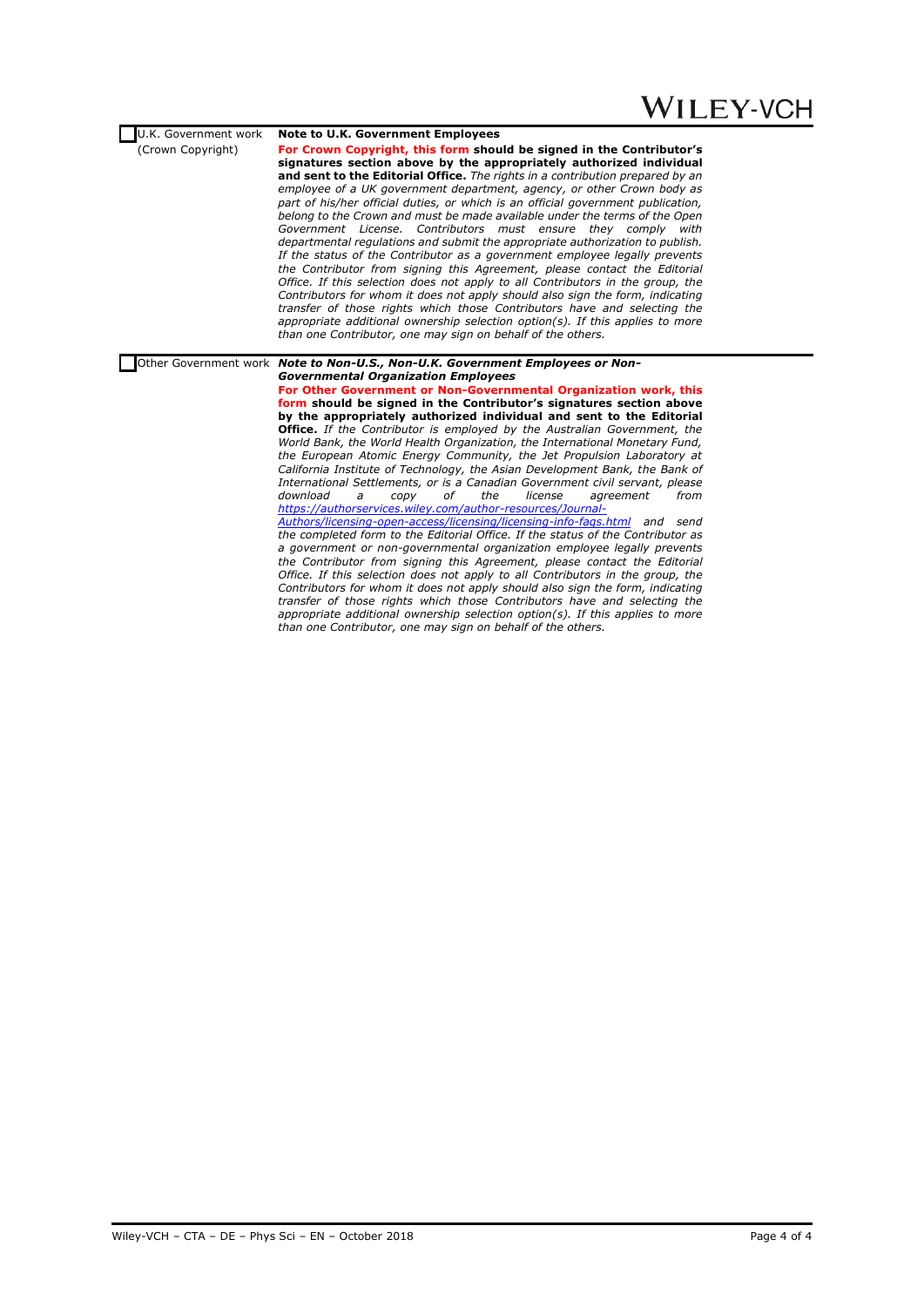☐ U.K. Government work (Crown Copyright)

**Note to U.K. Government Employees**

**For Crown Copyright, this form should be signed in the Contributor's signatures section above by the appropriately authorized individual and sent to the Editorial Office.** *The rights in a contribution prepared by an employee of a UK government department, agency, or other Crown body as part of his/her official duties, or which is an official government publication, belong to the Crown and must be made available under the terms of the Open Government License. Contributors must ensure they comply with departmental regulations and submit the appropriate authorization to publish. If the status of the Contributor as a government employee legally prevents the Contributor from signing this Agreement, please contact the Editorial Office. If this selection does not apply to all Contributors in the group, the Contributors for whom it does not apply should also sign the form, indicating transfer of those rights which those Contributors have and selecting the appropriate additional ownership selection option(s). If this applies to more than one Contributor, one may sign on behalf of the others.*

☐ Other Government work

***Note to Non-U.S., Non-U.K. Government Employees or Non-Governmental Organization Employees***

**For Other Government or Non-Governmental Organization work, this form should be signed in the Contributor's signatures section above by the appropriately authorized individual and sent to the Editorial Office.** *If the Contributor is employed by the Australian Government, the World Bank, the World Health Organization, the International Monetary Fund, the European Atomic Energy Community, the Jet Propulsion Laboratory at California Institute of Technology, the Asian Development Bank, the Bank of International Settlements, or is a Canadian Government civil servant, please download a copy of the license agreement from [https://authorservices.wiley.com/author-resources/Journal-Authors/licensing-open-access/licensing/licensing-info-faqs.html](https://authorservices.wiley.com/author-resources/Journal-Authors/licensing-open-access/licensing/licensing-info-faqs.html) and send the completed form to the Editorial Office. If the status of the Contributor as a government or non-governmental organization employee legally prevents the Contributor from signing this Agreement, please contact the Editorial Office. If this selection does not apply to all Contributors in the group, the Contributors for whom it does not apply should also sign the form, indicating transfer of those rights which those Contributors have and selecting the appropriate additional ownership selection option(s). If this applies to more than one Contributor, one may sign on behalf of the others.*